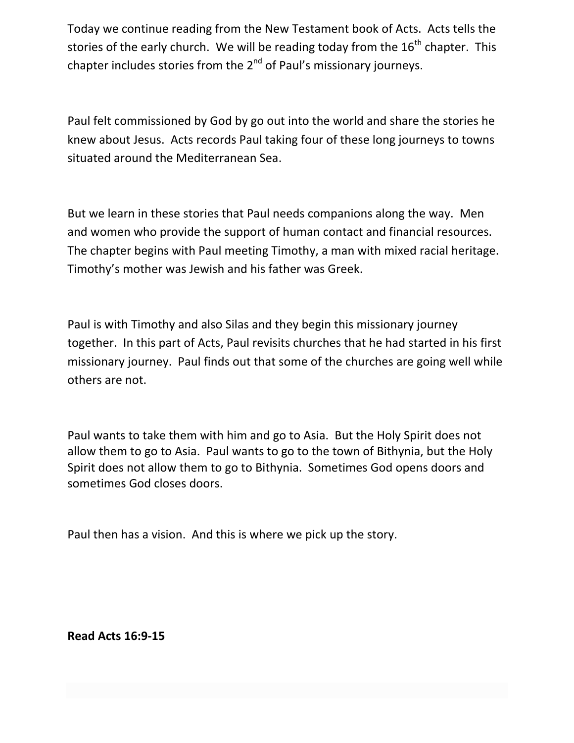Today we continue reading from the New Testament book of Acts. Acts tells the stories of the early church. We will be reading today from the 16th chapter. This chapter includes stories from the 2nd of Paul's missionary journeys.

Paul felt commissioned by God by go out into the world and share the stories he knew about Jesus. Acts records Paul taking four of these long journeys to towns situated around the Mediterranean Sea.

But we learn in these stories that Paul needs companions along the way. Men and women who provide the support of human contact and financial resources. The chapter begins with Paul meeting Timothy, a man with mixed racial heritage. Timothy's mother was Jewish and his father was Greek.

Paul is with Timothy and also Silas and they begin this missionary journey together. In this part of Acts, Paul revisits churches that he had started in his first missionary journey. Paul finds out that some of the churches are going well while others are not.

Paul wants to take them with him and go to Asia. But the Holy Spirit does not allow them to go to Asia. Paul wants to go to the town of Bithynia, but the Holy Spirit does not allow them to go to Bithynia. Sometimes God opens doors and sometimes God closes doors.

Paul then has a vision. And this is where we pick up the story.

**Read Acts 16:9-15**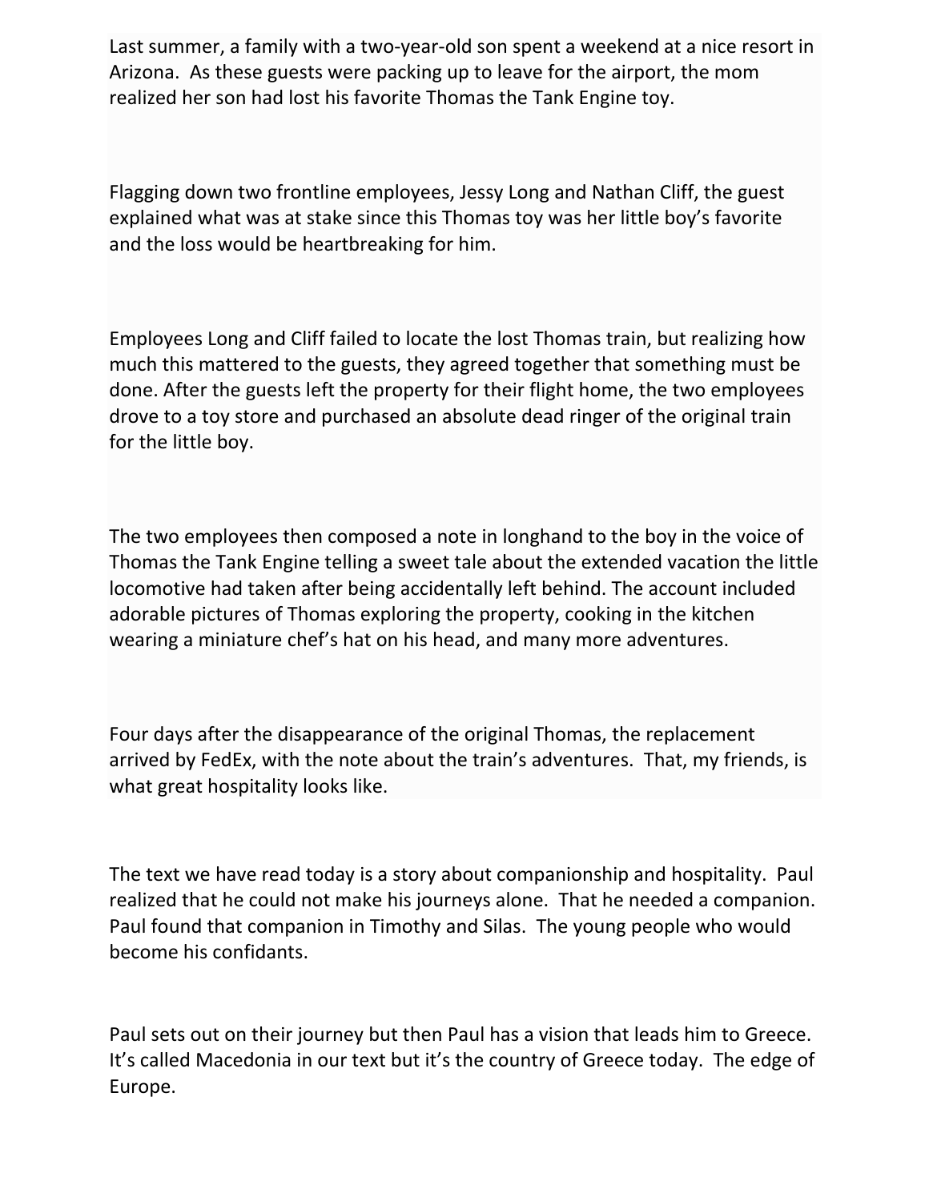Last summer, a family with a two-year-old son spent a weekend at a nice resort in Arizona. As these guests were packing up to leave for the airport, the mom realized her son had lost his favorite Thomas the Tank Engine toy.

Flagging down two frontline employees, Jessy Long and Nathan Cliff, the guest explained what was at stake since this Thomas toy was her little boy's favorite and the loss would be heartbreaking for him.

Employees Long and Cliff failed to locate the lost Thomas train, but realizing how much this mattered to the guests, they agreed together that something must be done. After the guests left the property for their flight home, the two employees drove to a toy store and purchased an absolute dead ringer of the original train for the little boy.

The two employees then composed a note in longhand to the boy in the voice of Thomas the Tank Engine telling a sweet tale about the extended vacation the little locomotive had taken after being accidentally left behind. The account included adorable pictures of Thomas exploring the property, cooking in the kitchen wearing a miniature chef's hat on his head, and many more adventures.

Four days after the disappearance of the original Thomas, the replacement arrived by FedEx, with the note about the train's adventures. That, my friends, is what great hospitality looks like.

The text we have read today is a story about companionship and hospitality. Paul realized that he could not make his journeys alone. That he needed a companion. Paul found that companion in Timothy and Silas. The young people who would become his confidants.

Paul sets out on their journey but then Paul has a vision that leads him to Greece. It's called Macedonia in our text but it's the country of Greece today. The edge of Europe.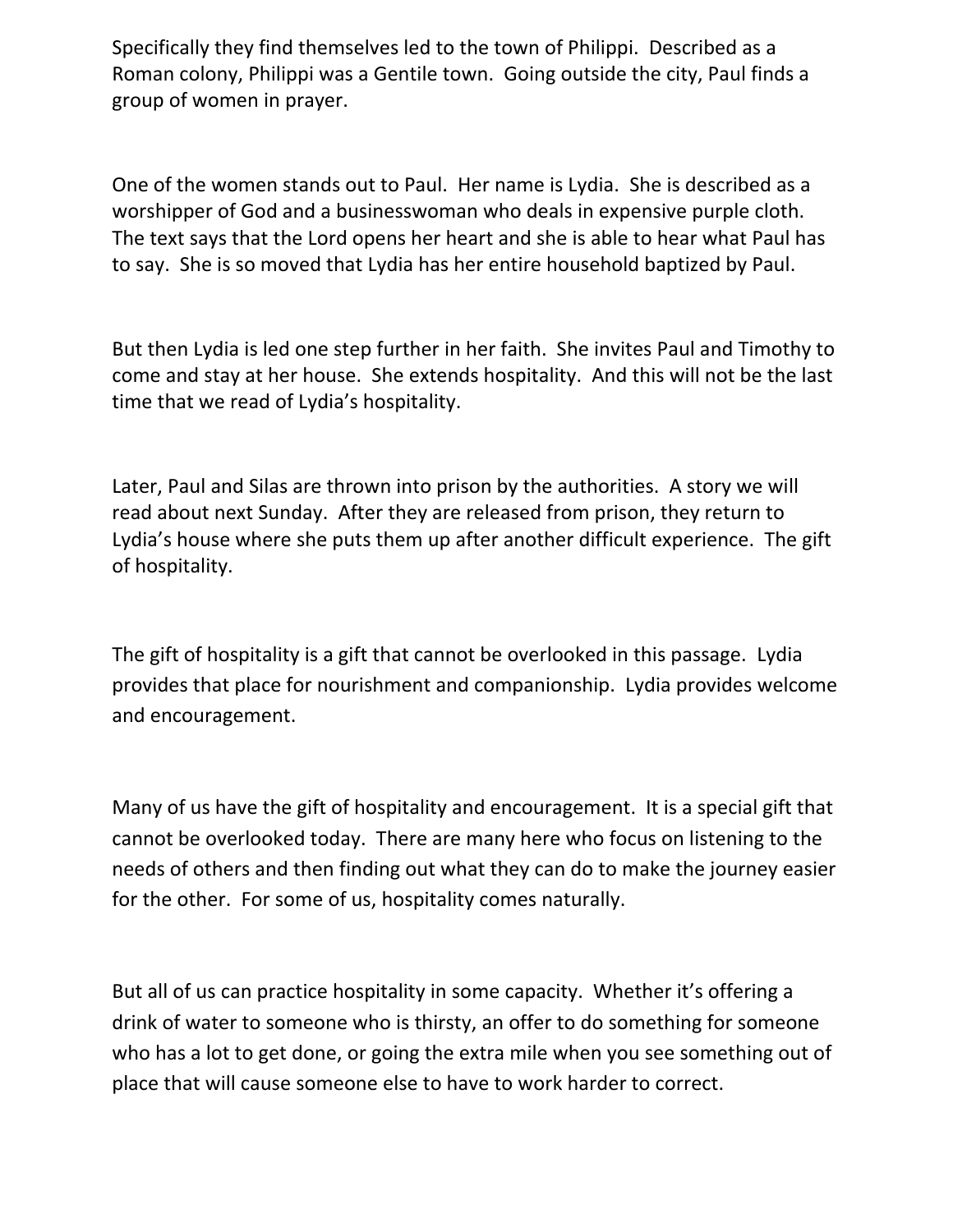Specifically they find themselves led to the town of Philippi. Described as a Roman colony, Philippi was a Gentile town. Going outside the city, Paul finds a group of women in prayer.

One of the women stands out to Paul. Her name is Lydia. She is described as a worshipper of God and a businesswoman who deals in expensive purple cloth. The text says that the Lord opens her heart and she is able to hear what Paul has to say. She is so moved that Lydia has her entire household baptized by Paul.

But then Lydia is led one step further in her faith. She invites Paul and Timothy to come and stay at her house. She extends hospitality. And this will not be the last time that we read of Lydia's hospitality.

Later, Paul and Silas are thrown into prison by the authorities. A story we will read about next Sunday. After they are released from prison, they return to Lydia's house where she puts them up after another difficult experience. The gift of hospitality.

The gift of hospitality is a gift that cannot be overlooked in this passage. Lydia provides that place for nourishment and companionship. Lydia provides welcome and encouragement.

Many of us have the gift of hospitality and encouragement. It is a special gift that cannot be overlooked today. There are many here who focus on listening to the needs of others and then finding out what they can do to make the journey easier for the other. For some of us, hospitality comes naturally.

But all of us can practice hospitality in some capacity. Whether it's offering a drink of water to someone who is thirsty, an offer to do something for someone who has a lot to get done, or going the extra mile when you see something out of place that will cause someone else to have to work harder to correct.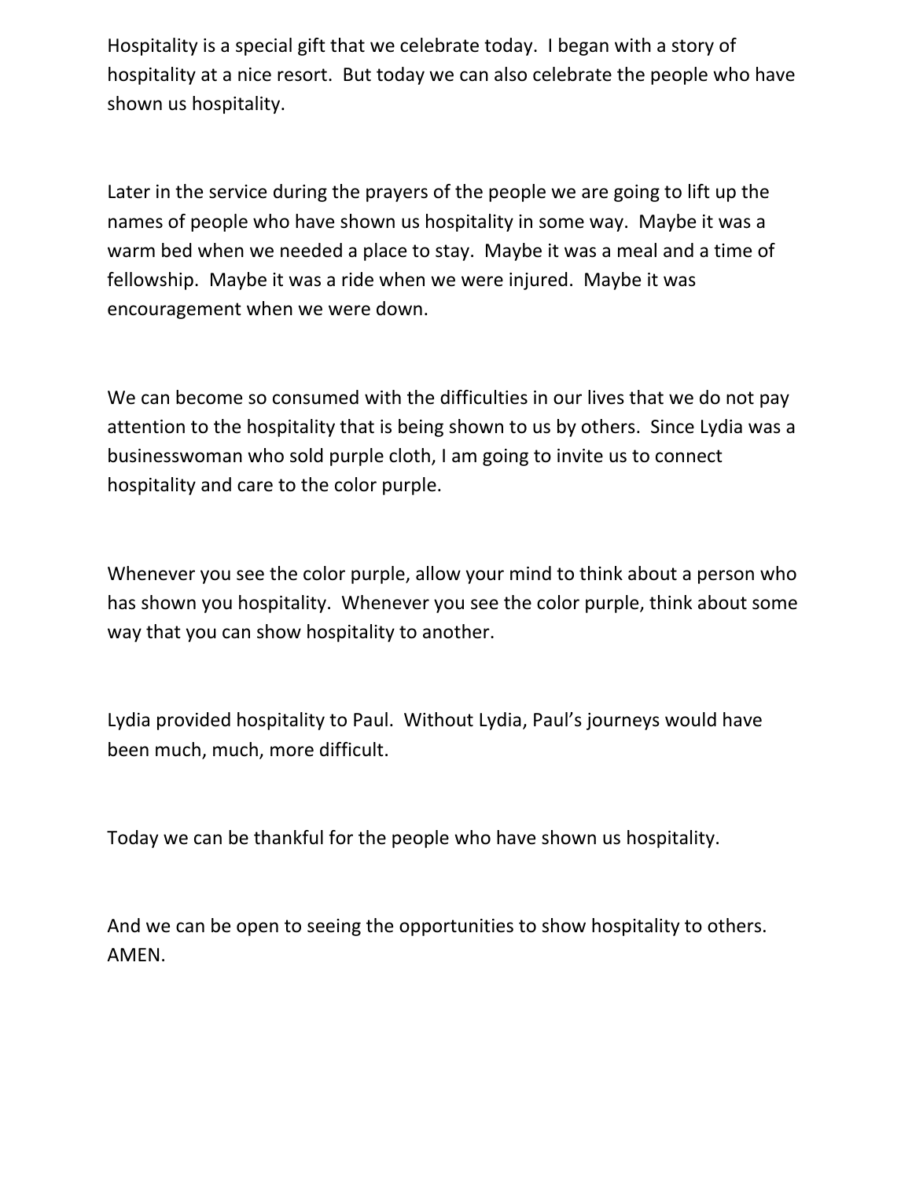Hospitality is a special gift that we celebrate today. I began with a story of hospitality at a nice resort. But today we can also celebrate the people who have shown us hospitality.

Later in the service during the prayers of the people we are going to lift up the names of people who have shown us hospitality in some way. Maybe it was a warm bed when we needed a place to stay. Maybe it was a meal and a time of fellowship. Maybe it was a ride when we were injured. Maybe it was encouragement when we were down.

We can become so consumed with the difficulties in our lives that we do not pay attention to the hospitality that is being shown to us by others. Since Lydia was a businesswoman who sold purple cloth, I am going to invite us to connect hospitality and care to the color purple.

Whenever you see the color purple, allow your mind to think about a person who has shown you hospitality. Whenever you see the color purple, think about some way that you can show hospitality to another.

Lydia provided hospitality to Paul. Without Lydia, Paul's journeys would have been much, much, more difficult.

Today we can be thankful for the people who have shown us hospitality.

And we can be open to seeing the opportunities to show hospitality to others. AMEN.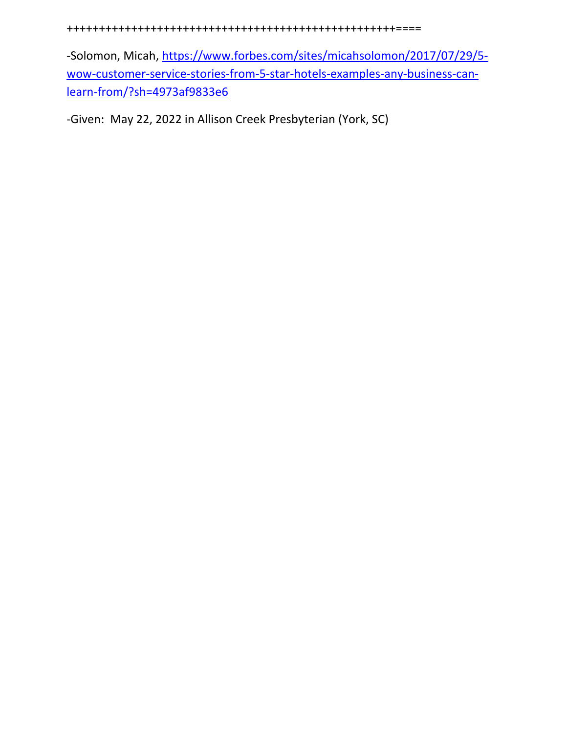++++++++++++++++++++++++++++++++++++++++++++++++++++====

-Solomon, Micah, https://www.forbes.com/sites/micahsolomon/2017/07/29/5-wow-customer-service-stories-from-5-star-hotels-examples-any-business-can-learn-from/?sh=4973af9833e6

-Given: May 22, 2022 in Allison Creek Presbyterian (York, SC)